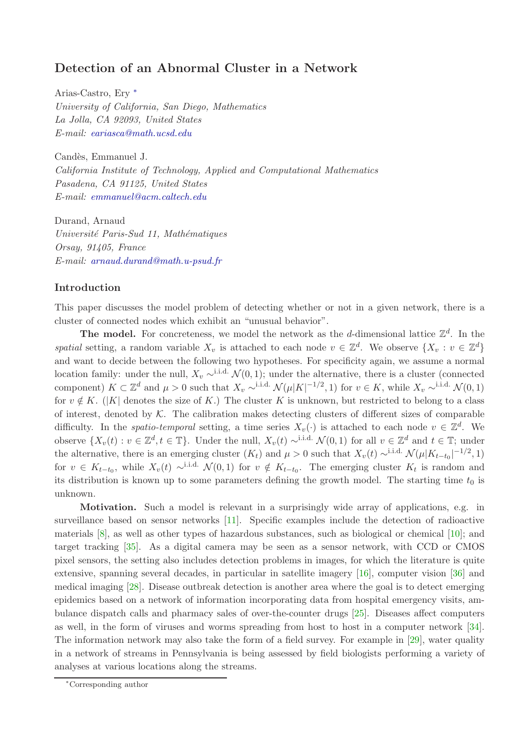# Detection of an Abnormal Cluster in a Network

Arias-Castro, Ery *
*University of California, San Diego, Mathematics*
*La Jolla, CA 92093, United States*
*E-mail: eariasca@math.ucsd.edu*

Candès, Emmanuel J.
*California Institute of Technology, Applied and Computational Mathematics*
*Pasadena, CA 91125, United States*
*E-mail: emmanuel@acm.caltech.edu*

Durand, Arnaud
*Université Paris-Sud 11, Mathématiques*
*Orsay, 91405, France*
*E-mail: arnaud.durand@math.u-psud.fr*

## Introduction

This paper discusses the model problem of detecting whether or not in a given network, there is a cluster of connected nodes which exhibit an "unusual behavior".

**The model.** For concreteness, we model the network as the $d$-dimensional lattice $\mathbb{Z}^d$. In the *spatial* setting, a random variable $X_v$ is attached to each node $v \in \mathbb{Z}^d$. We observe $\{X_v : v \in \mathbb{Z}^d\}$ and want to decide between the following two hypotheses. For specificity again, we assume a normal location family: under the null, $X_v \sim^{\text{i.i.d.}} \mathcal{N}(0,1)$; under the alternative, there is a cluster (connected component) $K \subset \mathbb{Z}^d$ and $\mu > 0$ such that $X_v \sim^{\text{i.i.d.}} \mathcal{N}(\mu|K|^{-1/2}, 1)$ for $v \in K$, while $X_v \sim^{\text{i.i.d.}} \mathcal{N}(0,1)$ for $v \notin K$. ($|K|$ denotes the size of $K$.) The cluster $K$ is unknown, but restricted to belong to a class of interest, denoted by $\mathcal{K}$. The calibration makes detecting clusters of different sizes of comparable difficulty. In the *spatio-temporal* setting, a time series $X_v(\cdot)$ is attached to each node $v \in \mathbb{Z}^d$. We observe $\{X_v(t) : v \in \mathbb{Z}^d, t \in \mathbb{T}\}$. Under the null, $X_v(t) \sim^{\text{i.i.d.}} \mathcal{N}(0,1)$ for all $v \in \mathbb{Z}^d$ and $t \in \mathbb{T}$; under the alternative, there is an emerging cluster $(K_t)$ and $\mu > 0$ such that $X_v(t) \sim^{\text{i.i.d.}} \mathcal{N}(\mu|K_{t-t_0}|^{-1/2}, 1)$ for $v \in K_{t-t_0}$, while $X_v(t) \sim^{\text{i.i.d.}} \mathcal{N}(0,1)$ for $v \notin K_{t-t_0}$. The emerging cluster $K_t$ is random and its distribution is known up to some parameters defining the growth model. The starting time $t_0$ is unknown.

**Motivation.** Such a model is relevant in a surprisingly wide array of applications, e.g. in surveillance based on sensor networks [11]. Specific examples include the detection of radioactive materials [8], as well as other types of hazardous substances, such as biological or chemical [10]; and target tracking [35]. As a digital camera may be seen as a sensor network, with CCD or CMOS pixel sensors, the setting also includes detection problems in images, for which the literature is quite extensive, spanning several decades, in particular in satellite imagery [16], computer vision [36] and medical imaging [28]. Disease outbreak detection is another area where the goal is to detect emerging epidemics based on a network of information incorporating data from hospital emergency visits, ambulance dispatch calls and pharmacy sales of over-the-counter drugs [25]. Diseases affect computers as well, in the form of viruses and worms spreading from host to host in a computer network [34]. The information network may also take the form of a field survey. For example in [29], water quality in a network of streams in Pennsylvania is being assessed by field biologists performing a variety of analyses at various locations along the streams.

*Corresponding author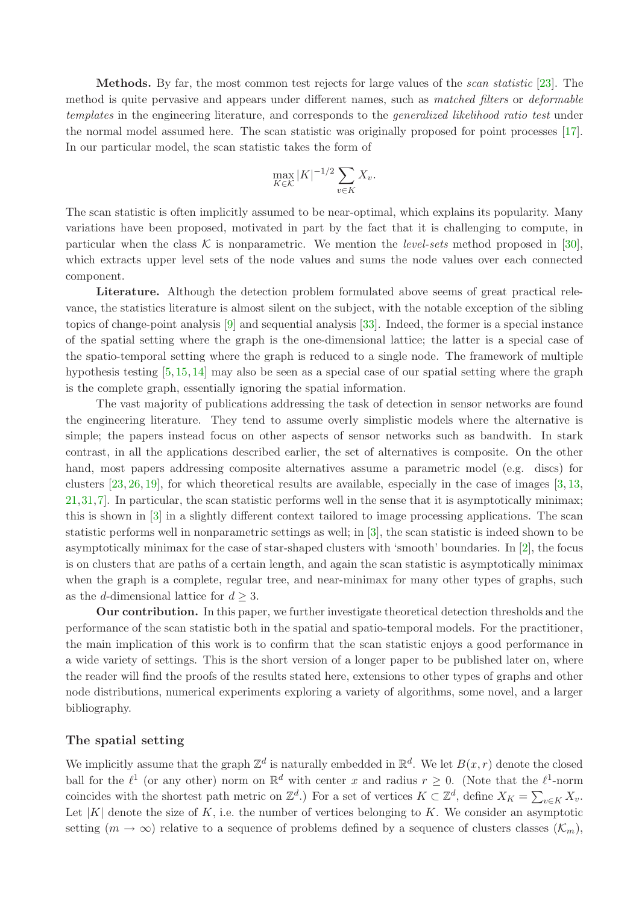**Methods.** By far, the most common test rejects for large values of the *scan statistic* [23]. The method is quite pervasive and appears under different names, such as *matched filters* or *deformable templates* in the engineering literature, and corresponds to the *generalized likelihood ratio test* under the normal model assumed here. The scan statistic was originally proposed for point processes [17]. In our particular model, the scan statistic takes the form of

$$\max_{K \in \mathcal{K}} |K|^{-1/2} \sum_{v \in K} X_v.$$

The scan statistic is often implicitly assumed to be near-optimal, which explains its popularity. Many variations have been proposed, motivated in part by the fact that it is challenging to compute, in particular when the class $\mathcal{K}$ is nonparametric. We mention the *level-sets* method proposed in [30], which extracts upper level sets of the node values and sums the node values over each connected component.

**Literature.** Although the detection problem formulated above seems of great practical relevance, the statistics literature is almost silent on the subject, with the notable exception of the sibling topics of change-point analysis [9] and sequential analysis [33]. Indeed, the former is a special instance of the spatial setting where the graph is the one-dimensional lattice; the latter is a special case of the spatio-temporal setting where the graph is reduced to a single node. The framework of multiple hypothesis testing [5, 15, 14] may also be seen as a special case of our spatial setting where the graph is the complete graph, essentially ignoring the spatial information.

The vast majority of publications addressing the task of detection in sensor networks are found the engineering literature. They tend to assume overly simplistic models where the alternative is simple; the papers instead focus on other aspects of sensor networks such as bandwith. In stark contrast, in all the applications described earlier, the set of alternatives is composite. On the other hand, most papers addressing composite alternatives assume a parametric model (e.g. discs) for clusters [23, 26, 19], for which theoretical results are available, especially in the case of images [3, 13, 21, 31, 7]. In particular, the scan statistic performs well in the sense that it is asymptotically minimax; this is shown in [3] in a slightly different context tailored to image processing applications. The scan statistic performs well in nonparametric settings as well; in [3], the scan statistic is indeed shown to be asymptotically minimax for the case of star-shaped clusters with 'smooth' boundaries. In [2], the focus is on clusters that are paths of a certain length, and again the scan statistic is asymptotically minimax when the graph is a complete, regular tree, and near-minimax for many other types of graphs, such as the $d$-dimensional lattice for $d \geq 3$.

**Our contribution.** In this paper, we further investigate theoretical detection thresholds and the performance of the scan statistic both in the spatial and spatio-temporal models. For the practitioner, the main implication of this work is to confirm that the scan statistic enjoys a good performance in a wide variety of settings. This is the short version of a longer paper to be published later on, where the reader will find the proofs of the results stated here, extensions to other types of graphs and other node distributions, numerical experiments exploring a variety of algorithms, some novel, and a larger bibliography.

### The spatial setting

We implicitly assume that the graph $\mathbb{Z}^d$ is naturally embedded in $\mathbb{R}^d$. We let $B(x, r)$ denote the closed ball for the $\ell^1$ (or any other) norm on $\mathbb{R}^d$ with center $x$ and radius $r \geq 0$. (Note that the $\ell^1$-norm coincides with the shortest path metric on $\mathbb{Z}^d$.) For a set of vertices $K \subset \mathbb{Z}^d$, define $X_K = \sum_{v \in K} X_v$. Let $|K|$ denote the size of $K$, i.e. the number of vertices belonging to $K$. We consider an asymptotic setting ($m \to \infty$) relative to a sequence of problems defined by a sequence of clusters classes $(\mathcal{K}_m)$,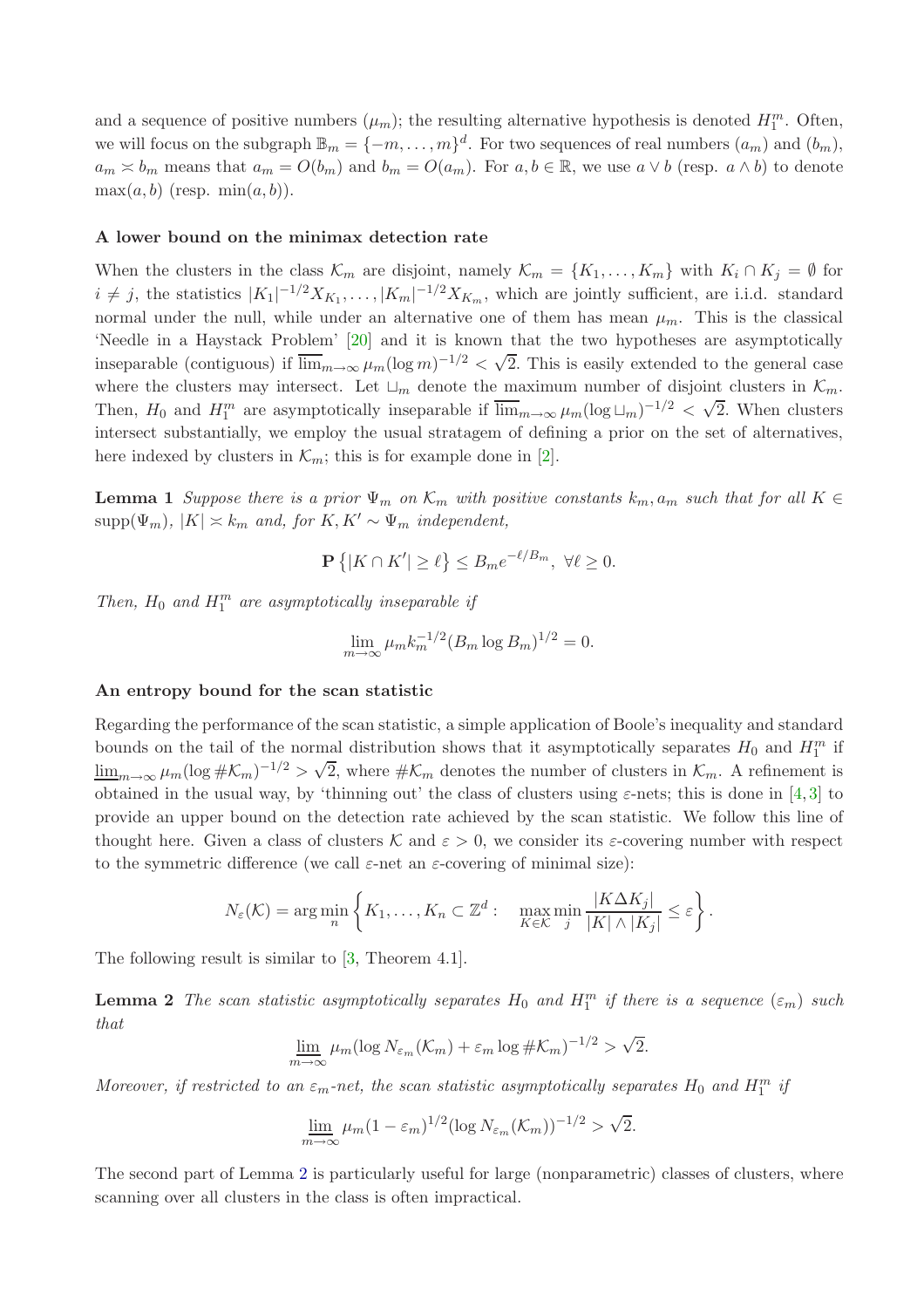and a sequence of positive numbers $(\mu_m)$; the resulting alternative hypothesis is denoted $H_1^m$. Often, we will focus on the subgraph $\mathbb{B}_m = \{-m, \dots, m\}^d$. For two sequences of real numbers $(a_m)$ and $(b_m)$, $a_m \asymp b_m$ means that $a_m = O(b_m)$ and $b_m = O(a_m)$. For $a, b \in \mathbb{R}$, we use $a \vee b$ (resp. $a \wedge b$) to denote $\max(a, b)$ (resp. $\min(a, b)$).

### A lower bound on the minimax detection rate

When the clusters in the class $\mathcal{K}_m$ are disjoint, namely $\mathcal{K}_m = \{K_1, \dots, K_m\}$ with $K_i \cap K_j = \emptyset$ for $i \neq j$, the statistics $|K_1|^{-1/2} X_{K_1}, \dots, |K_m|^{-1/2} X_{K_m}$, which are jointly sufficient, are i.i.d. standard normal under the null, while under an alternative one of them has mean $\mu_m$. This is the classical 'Needle in a Haystack Problem' [20] and it is known that the two hypotheses are asymptotically inseparable (contiguous) if $\overline{\lim}_{m\to\infty} \mu_m (\log m)^{-1/2} < \sqrt{2}$. This is easily extended to the general case where the clusters may intersect. Let $\sqcup_m$ denote the maximum number of disjoint clusters in $\mathcal{K}_m$. Then, $H_0$ and $H_1^m$ are asymptotically inseparable if $\overline{\lim}_{m\to\infty} \mu_m (\log \sqcup_m)^{-1/2} < \sqrt{2}$. When clusters intersect substantially, we employ the usual stratagem of defining a prior on the set of alternatives, here indexed by clusters in $\mathcal{K}_m$; this is for example done in [2].

**Lemma 1** *Suppose there is a prior $\Psi_m$ on $\mathcal{K}_m$ with positive constants $k_m, a_m$ such that for all $K \in \text{supp}(\Psi_m)$, $|K| \asymp k_m$ and, for $K, K' \sim \Psi_m$ independent,*

$$\mathbf{P}\left\{|K \cap K'| \geq \ell\right\} \leq B_m e^{-\ell/B_m}, \ \forall \ell \geq 0.$$

*Then, $H_0$ and $H_1^m$ are asymptotically inseparable if*

$$\lim_{m\to\infty} \mu_m k_m^{-1/2} (B_m \log B_m)^{1/2} = 0.$$

### An entropy bound for the scan statistic

Regarding the performance of the scan statistic, a simple application of Boole's inequality and standard bounds on the tail of the normal distribution shows that it asymptotically separates $H_0$ and $H_1^m$ if $\underline{\lim}_{m\to\infty} \mu_m (\log \#\mathcal{K}_m)^{-1/2} > \sqrt{2}$, where $\#\mathcal{K}_m$ denotes the number of clusters in $\mathcal{K}_m$. A refinement is obtained in the usual way, by 'thinning out' the class of clusters using $\varepsilon$-nets; this is done in [4,3] to provide an upper bound on the detection rate achieved by the scan statistic. We follow this line of thought here. Given a class of clusters $\mathcal{K}$ and $\varepsilon > 0$, we consider its $\varepsilon$-covering number with respect to the symmetric difference (we call $\varepsilon$-net an $\varepsilon$-covering of minimal size):

$$N_\varepsilon(\mathcal{K}) = \arg\min_n \left\{ K_1, \dots, K_n \subset \mathbb{Z}^d : \quad \max_{K \in \mathcal{K}} \min_j \frac{|K \Delta K_j|}{|K| \wedge |K_j|} \leq \varepsilon \right\}.$$

The following result is similar to [3, Theorem 4.1].

**Lemma 2** *The scan statistic asymptotically separates $H_0$ and $H_1^m$ if there is a sequence $(\varepsilon_m)$ such that*

$$\underline{\lim}_{m\to\infty} \mu_m (\log N_{\varepsilon_m}(\mathcal{K}_m) + \varepsilon_m \log \#\mathcal{K}_m)^{-1/2} > \sqrt{2}.$$

*Moreover, if restricted to an $\varepsilon_m$-net, the scan statistic asymptotically separates $H_0$ and $H_1^m$ if*

$$\underline{\lim}_{m\to\infty} \mu_m (1 - \varepsilon_m)^{1/2} (\log N_{\varepsilon_m}(\mathcal{K}_m))^{-1/2} > \sqrt{2}.$$

The second part of Lemma 2 is particularly useful for large (nonparametric) classes of clusters, where scanning over all clusters in the class is often impractical.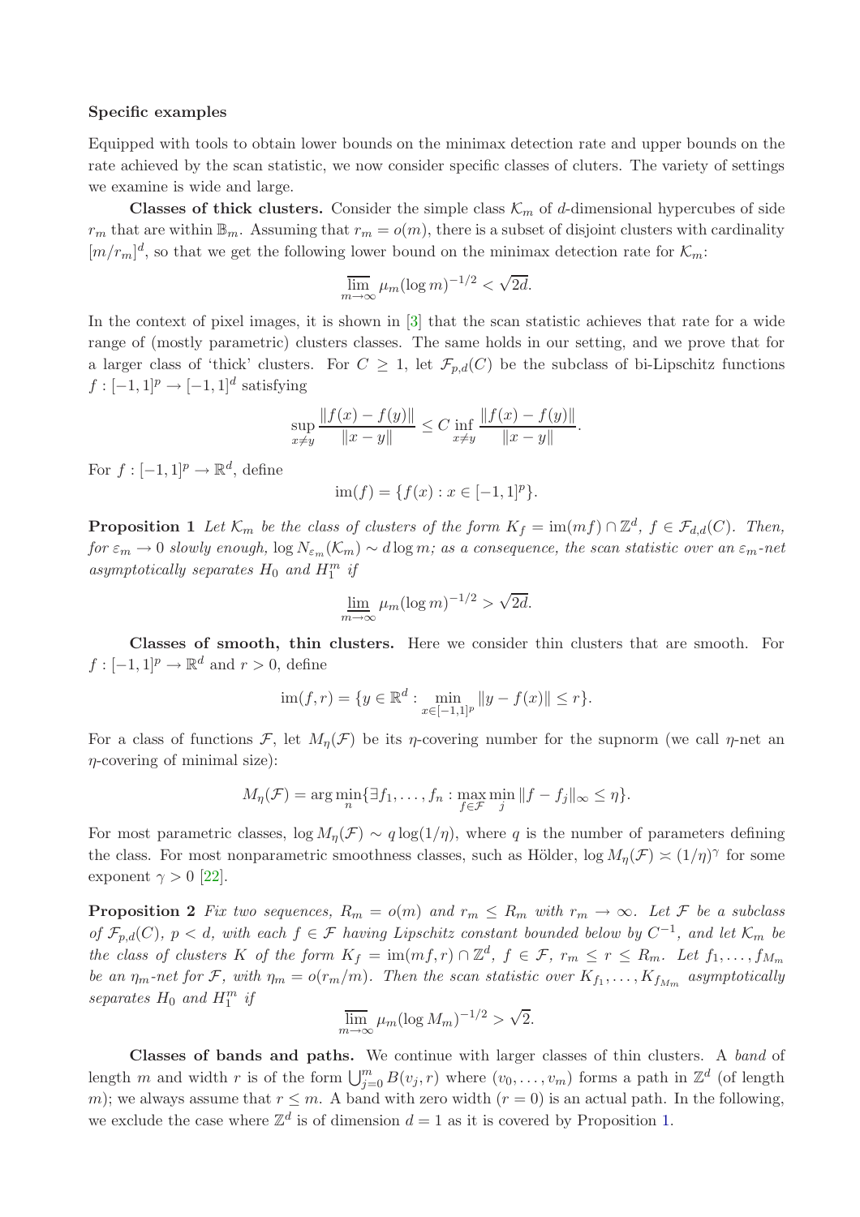**Specific examples**

Equipped with tools to obtain lower bounds on the minimax detection rate and upper bounds on the rate achieved by the scan statistic, we now consider specific classes of cluters. The variety of settings we examine is wide and large.

**Classes of thick clusters.** Consider the simple class $\mathcal{K}_m$ of $d$-dimensional hypercubes of side $r_m$ that are within $\mathbb{B}_m$. Assuming that $r_m = o(m)$, there is a subset of disjoint clusters with cardinality $[m/r_m]^d$, so that we get the following lower bound on the minimax detection rate for $\mathcal{K}_m$:

$$\overline{\lim_{m\to\infty}}\ \mu_m (\log m)^{-1/2} < \sqrt{2d}.$$

In the context of pixel images, it is shown in [3] that the scan statistic achieves that rate for a wide range of (mostly parametric) clusters classes. The same holds in our setting, and we prove that for a larger class of 'thick' clusters. For $C \geq 1$, let $\mathcal{F}_{p,d}(C)$ be the subclass of bi-Lipschitz functions $f : [-1,1]^p \to [-1,1]^d$ satisfying

$$\sup_{x\neq y} \frac{\|f(x) - f(y)\|}{\|x-y\|} \leq C \inf_{x \neq y} \frac{\|f(x)-f(y)\|}{\|x-y\|}.$$

For $f : [-1,1]^p \to \mathbb{R}^d$, define

$$\operatorname{im}(f) = \{f(x) : x \in [-1,1]^p\}.$$

**Proposition 1** *Let $\mathcal{K}_m$ be the class of clusters of the form $K_f = \operatorname{im}(mf) \cap \mathbb{Z}^d$, $f \in \mathcal{F}_{d,d}(C)$. Then, for $\varepsilon_m \to 0$ slowly enough, $\log N_{\varepsilon_m}(\mathcal{K}_m) \sim d \log m$; as a consequence, the scan statistic over an $\varepsilon_m$-net asymptotically separates $H_0$ and $H_1^m$ if*

$$\underline{\lim_{m\to\infty}}\ \mu_m (\log m)^{-1/2} > \sqrt{2d}.$$

**Classes of smooth, thin clusters.** Here we consider thin clusters that are smooth. For $f : [-1,1]^p \to \mathbb{R}^d$ and $r > 0$, define

$$\operatorname{im}(f, r) = \{y \in \mathbb{R}^d : \min_{x\in[-1,1]^p} \|y - f(x)\| \leq r\}.$$

For a class of functions $\mathcal{F}$, let $M_\eta(\mathcal{F})$ be its $\eta$-covering number for the supnorm (we call $\eta$-net an $\eta$-covering of minimal size):

$$M_\eta(\mathcal{F}) = \arg\min_n \{\exists f_1, \ldots, f_n : \max_{f\in\mathcal{F}} \min_j \|f - f_j\|_\infty \leq \eta\}.$$

For most parametric classes, $\log M_\eta(\mathcal{F}) \sim q \log(1/\eta)$, where $q$ is the number of parameters defining the class. For most nonparametric smoothness classes, such as Hölder, $\log M_\eta(\mathcal{F}) \asymp (1/\eta)^\gamma$ for some exponent $\gamma > 0$ [22].

**Proposition 2** *Fix two sequences, $R_m = o(m)$ and $r_m \leq R_m$ with $r_m \to \infty$. Let $\mathcal{F}$ be a subclass of $\mathcal{F}_{p,d}(C)$, $p < d$, with each $f \in \mathcal{F}$ having Lipschitz constant bounded below by $C^{-1}$, and let $\mathcal{K}_m$ be the class of clusters $K$ of the form $K_f = \operatorname{im}(mf, r) \cap \mathbb{Z}^d$, $f \in \mathcal{F}$, $r_m \leq r \leq R_m$. Let $f_1, \ldots, f_{M_m}$ be an $\eta_m$-net for $\mathcal{F}$, with $\eta_m = o(r_m/m)$. Then the scan statistic over $K_{f_1}, \ldots, K_{f_{M_m}}$ asymptotically separates $H_0$ and $H_1^m$ if*

$$\overline{\lim_{m\to\infty}}\ \mu_m (\log M_m)^{-1/2} > \sqrt{2}.$$

**Classes of bands and paths.** We continue with larger classes of thin clusters. A *band* of length $m$ and width $r$ is of the form $\bigcup_{j=0}^m B(v_j, r)$ where $(v_0, \ldots, v_m)$ forms a path in $\mathbb{Z}^d$ (of length $m$); we always assume that $r \leq m$. A band with zero width ($r = 0$) is an actual path. In the following, we exclude the case where $\mathbb{Z}^d$ is of dimension $d = 1$ as it is covered by Proposition 1.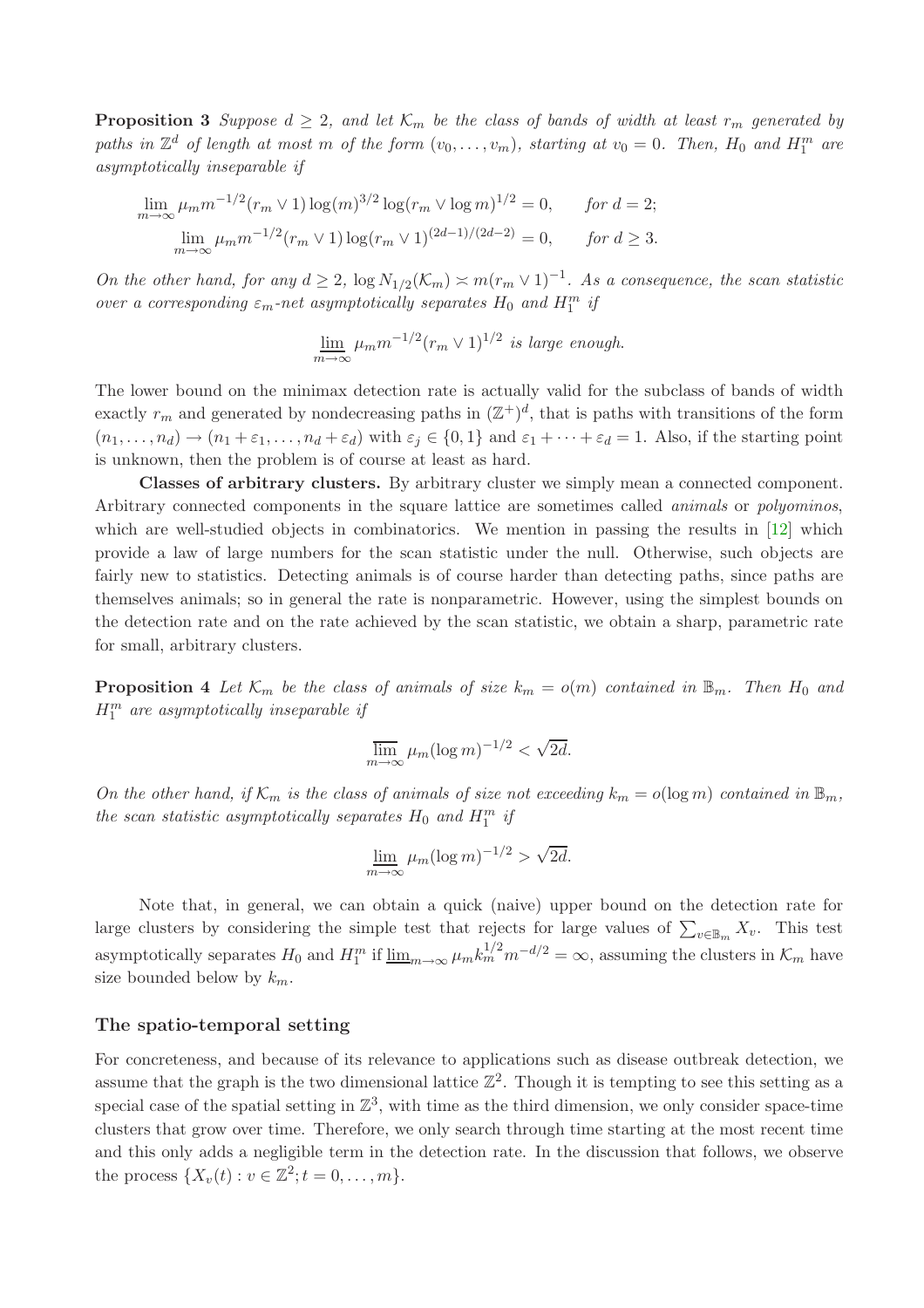**Proposition 3** *Suppose $d \geq 2$, and let $\mathcal{K}_m$ be the class of bands of width at least $r_m$ generated by paths in $\mathbb{Z}^d$ of length at most $m$ of the form $(v_0, \ldots, v_m)$, starting at $v_0 = 0$. Then, $H_0$ and $H_1^m$ are asymptotically inseparable if*

$$\lim_{m\to\infty} \mu_m m^{-1/2}(r_m \vee 1)\log(m)^{3/2}\log(r_m \vee \log m)^{1/2} = 0, \qquad \text{for } d = 2;$$

$$\lim_{m\to\infty} \mu_m m^{-1/2}(r_m \vee 1)\log(r_m \vee 1)^{(2d-1)/(2d-2)} = 0, \qquad \text{for } d \geq 3.$$

*On the other hand, for any $d \geq 2$, $\log N_{1/2}(\mathcal{K}_m) \asymp m(r_m \vee 1)^{-1}$. As a consequence, the scan statistic over a corresponding $\varepsilon_m$-net asymptotically separates $H_0$ and $H_1^m$ if*

$$\varliminf_{m\to\infty} \mu_m m^{-1/2}(r_m \vee 1)^{1/2} \text{ is large enough.}$$

The lower bound on the minimax detection rate is actually valid for the subclass of bands of width exactly $r_m$ and generated by nondecreasing paths in $(\mathbb{Z}^+)^d$, that is paths with transitions of the form $(n_1, \ldots, n_d) \to (n_1 + \varepsilon_1, \ldots, n_d + \varepsilon_d)$ with $\varepsilon_j \in \{0, 1\}$ and $\varepsilon_1 + \cdots + \varepsilon_d = 1$. Also, if the starting point is unknown, then the problem is of course at least as hard.

**Classes of arbitrary clusters.** By arbitrary cluster we simply mean a connected component. Arbitrary connected components in the square lattice are sometimes called *animals* or *polyominos*, which are well-studied objects in combinatorics. We mention in passing the results in [12] which provide a law of large numbers for the scan statistic under the null. Otherwise, such objects are fairly new to statistics. Detecting animals is of course harder than detecting paths, since paths are themselves animals; so in general the rate is nonparametric. However, using the simplest bounds on the detection rate and on the rate achieved by the scan statistic, we obtain a sharp, parametric rate for small, arbitrary clusters.

**Proposition 4** *Let $\mathcal{K}_m$ be the class of animals of size $k_m = o(m)$ contained in $\mathbb{B}_m$. Then $H_0$ and $H_1^m$ are asymptotically inseparable if*

$$\varlimsup_{m\to\infty} \mu_m(\log m)^{-1/2} < \sqrt{2d}.$$

*On the other hand, if $\mathcal{K}_m$ is the class of animals of size not exceeding $k_m = o(\log m)$ contained in $\mathbb{B}_m$, the scan statistic asymptotically separates $H_0$ and $H_1^m$ if*

$$\varliminf_{m\to\infty} \mu_m(\log m)^{-1/2} > \sqrt{2d}.$$

Note that, in general, we can obtain a quick (naive) upper bound on the detection rate for large clusters by considering the simple test that rejects for large values of $\sum_{v\in\mathbb{B}_m} X_v$. This test asymptotically separates $H_0$ and $H_1^m$ if $\varliminf_{m\to\infty} \mu_m k_m^{1/2} m^{-d/2} = \infty$, assuming the clusters in $\mathcal{K}_m$ have size bounded below by $k_m$.

### The spatio-temporal setting

For concreteness, and because of its relevance to applications such as disease outbreak detection, we assume that the graph is the two dimensional lattice $\mathbb{Z}^2$. Though it is tempting to see this setting as a special case of the spatial setting in $\mathbb{Z}^3$, with time as the third dimension, we only consider space-time clusters that grow over time. Therefore, we only search through time starting at the most recent time and this only adds a negligible term in the detection rate. In the discussion that follows, we observe the process $\{X_v(t) : v \in \mathbb{Z}^2; t = 0, \ldots, m\}$.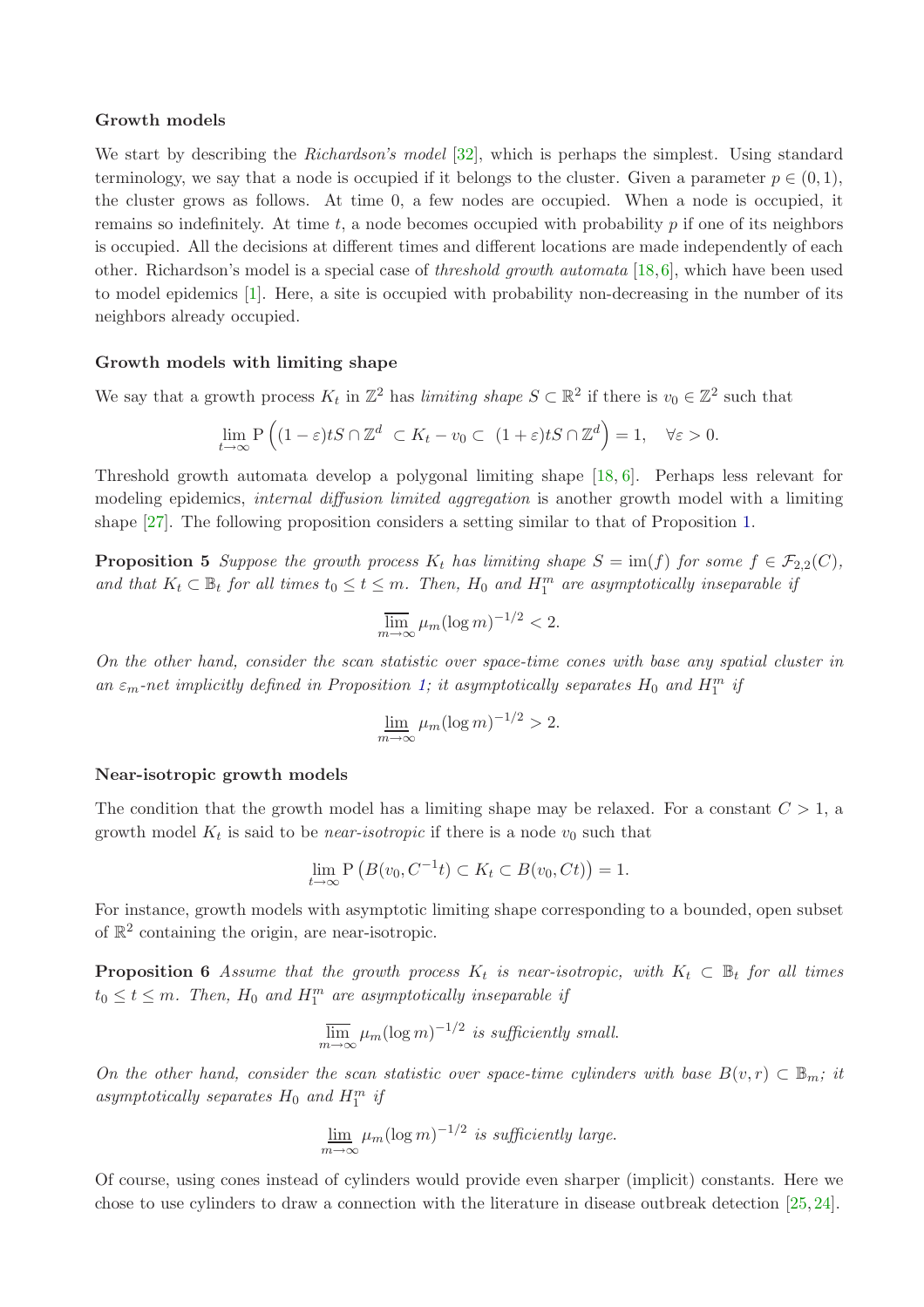### Growth models

We start by describing the *Richardson's model* [32], which is perhaps the simplest. Using standard terminology, we say that a node is occupied if it belongs to the cluster. Given a parameter $p \in (0,1)$, the cluster grows as follows. At time 0, a few nodes are occupied. When a node is occupied, it remains so indefinitely. At time $t$, a node becomes occupied with probability $p$ if one of its neighbors is occupied. All the decisions at different times and different locations are made independently of each other. Richardson's model is a special case of *threshold growth automata* [18, 6], which have been used to model epidemics [1]. Here, a site is occupied with probability non-decreasing in the number of its neighbors already occupied.

### Growth models with limiting shape

We say that a growth process $K_t$ in $\mathbb{Z}^2$ has *limiting shape* $S \subset \mathbb{R}^2$ if there is $v_0 \in \mathbb{Z}^2$ such that

$$\lim_{t \to \infty} \mathrm{P}\left((1-\varepsilon)tS \cap \mathbb{Z}^d \ \subset K_t - v_0 \subset \ (1+\varepsilon)tS \cap \mathbb{Z}^d\right) = 1, \quad \forall \varepsilon > 0.$$

Threshold growth automata develop a polygonal limiting shape [18, 6]. Perhaps less relevant for modeling epidemics, *internal diffusion limited aggregation* is another growth model with a limiting shape [27]. The following proposition considers a setting similar to that of Proposition 1.

**Proposition 5** *Suppose the growth process $K_t$ has limiting shape $S = \mathrm{im}(f)$ for some $f \in \mathcal{F}_{2,2}(C)$, and that $K_t \subset \mathbb{B}_t$ for all times $t_0 \le t \le m$. Then, $H_0$ and $H_1^m$ are asymptotically inseparable if*

$$\overline{\lim_{m \to \infty}}\, \mu_m (\log m)^{-1/2} < 2.$$

*On the other hand, consider the scan statistic over space-time cones with base any spatial cluster in an $\varepsilon_m$-net implicitly defined in Proposition 1; it asymptotically separates $H_0$ and $H_1^m$ if*

$$\underline{\lim_{m \to \infty}}\, \mu_m (\log m)^{-1/2} > 2.$$

### Near-isotropic growth models

The condition that the growth model has a limiting shape may be relaxed. For a constant $C > 1$, a growth model $K_t$ is said to be *near-isotropic* if there is a node $v_0$ such that

$$\lim_{t \to \infty} \mathrm{P}\left(B(v_0, C^{-1}t) \subset K_t \subset B(v_0, Ct)\right) = 1.$$

For instance, growth models with asymptotic limiting shape corresponding to a bounded, open subset of $\mathbb{R}^2$ containing the origin, are near-isotropic.

**Proposition 6** *Assume that the growth process $K_t$ is near-isotropic, with $K_t \subset \mathbb{B}_t$ for all times $t_0 \le t \le m$. Then, $H_0$ and $H_1^m$ are asymptotically inseparable if*

$$\overline{\lim_{m \to \infty}}\, \mu_m (\log m)^{-1/2} \text{ is sufficiently small.}$$

*On the other hand, consider the scan statistic over space-time cylinders with base $B(v,r) \subset \mathbb{B}_m$; it asymptotically separates $H_0$ and $H_1^m$ if*

$$\underline{\lim_{m \to \infty}}\, \mu_m (\log m)^{-1/2} \text{ is sufficiently large.}$$

Of course, using cones instead of cylinders would provide even sharper (implicit) constants. Here we chose to use cylinders to draw a connection with the literature in disease outbreak detection [25, 24].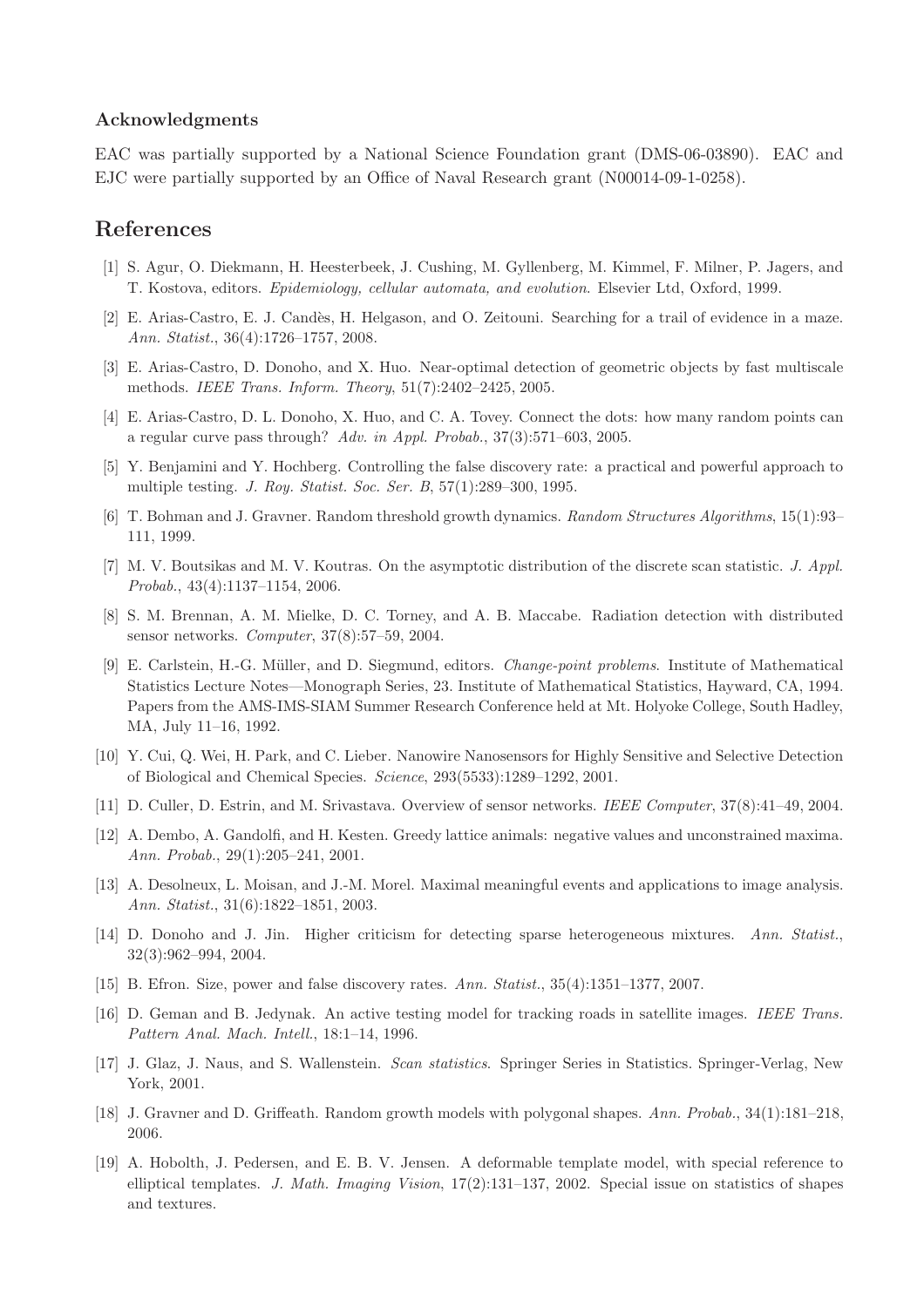### Acknowledgments

EAC was partially supported by a National Science Foundation grant (DMS-06-03890). EAC and EJC were partially supported by an Office of Naval Research grant (N00014-09-1-0258).

## References

[1] S. Agur, O. Diekmann, H. Heesterbeek, J. Cushing, M. Gyllenberg, M. Kimmel, F. Milner, P. Jagers, and T. Kostova, editors. *Epidemiology, cellular automata, and evolution*. Elsevier Ltd, Oxford, 1999.

[2] E. Arias-Castro, E. J. Candès, H. Helgason, and O. Zeitouni. Searching for a trail of evidence in a maze. *Ann. Statist.*, 36(4):1726–1757, 2008.

[3] E. Arias-Castro, D. Donoho, and X. Huo. Near-optimal detection of geometric objects by fast multiscale methods. *IEEE Trans. Inform. Theory*, 51(7):2402–2425, 2005.

[4] E. Arias-Castro, D. L. Donoho, X. Huo, and C. A. Tovey. Connect the dots: how many random points can a regular curve pass through? *Adv. in Appl. Probab.*, 37(3):571–603, 2005.

[5] Y. Benjamini and Y. Hochberg. Controlling the false discovery rate: a practical and powerful approach to multiple testing. *J. Roy. Statist. Soc. Ser. B*, 57(1):289–300, 1995.

[6] T. Bohman and J. Gravner. Random threshold growth dynamics. *Random Structures Algorithms*, 15(1):93–111, 1999.

[7] M. V. Boutsikas and M. V. Koutras. On the asymptotic distribution of the discrete scan statistic. *J. Appl. Probab.*, 43(4):1137–1154, 2006.

[8] S. M. Brennan, A. M. Mielke, D. C. Torney, and A. B. Maccabe. Radiation detection with distributed sensor networks. *Computer*, 37(8):57–59, 2004.

[9] E. Carlstein, H.-G. Müller, and D. Siegmund, editors. *Change-point problems*. Institute of Mathematical Statistics Lecture Notes—Monograph Series, 23. Institute of Mathematical Statistics, Hayward, CA, 1994. Papers from the AMS-IMS-SIAM Summer Research Conference held at Mt. Holyoke College, South Hadley, MA, July 11–16, 1992.

[10] Y. Cui, Q. Wei, H. Park, and C. Lieber. Nanowire Nanosensors for Highly Sensitive and Selective Detection of Biological and Chemical Species. *Science*, 293(5533):1289–1292, 2001.

[11] D. Culler, D. Estrin, and M. Srivastava. Overview of sensor networks. *IEEE Computer*, 37(8):41–49, 2004.

[12] A. Dembo, A. Gandolfi, and H. Kesten. Greedy lattice animals: negative values and unconstrained maxima. *Ann. Probab.*, 29(1):205–241, 2001.

[13] A. Desolneux, L. Moisan, and J.-M. Morel. Maximal meaningful events and applications to image analysis. *Ann. Statist.*, 31(6):1822–1851, 2003.

[14] D. Donoho and J. Jin. Higher criticism for detecting sparse heterogeneous mixtures. *Ann. Statist.*, 32(3):962–994, 2004.

[15] B. Efron. Size, power and false discovery rates. *Ann. Statist.*, 35(4):1351–1377, 2007.

[16] D. Geman and B. Jedynak. An active testing model for tracking roads in satellite images. *IEEE Trans. Pattern Anal. Mach. Intell.*, 18:1–14, 1996.

[17] J. Glaz, J. Naus, and S. Wallenstein. *Scan statistics*. Springer Series in Statistics. Springer-Verlag, New York, 2001.

[18] J. Gravner and D. Griffeath. Random growth models with polygonal shapes. *Ann. Probab.*, 34(1):181–218, 2006.

[19] A. Hobolth, J. Pedersen, and E. B. V. Jensen. A deformable template model, with special reference to elliptical templates. *J. Math. Imaging Vision*, 17(2):131–137, 2002. Special issue on statistics of shapes and textures.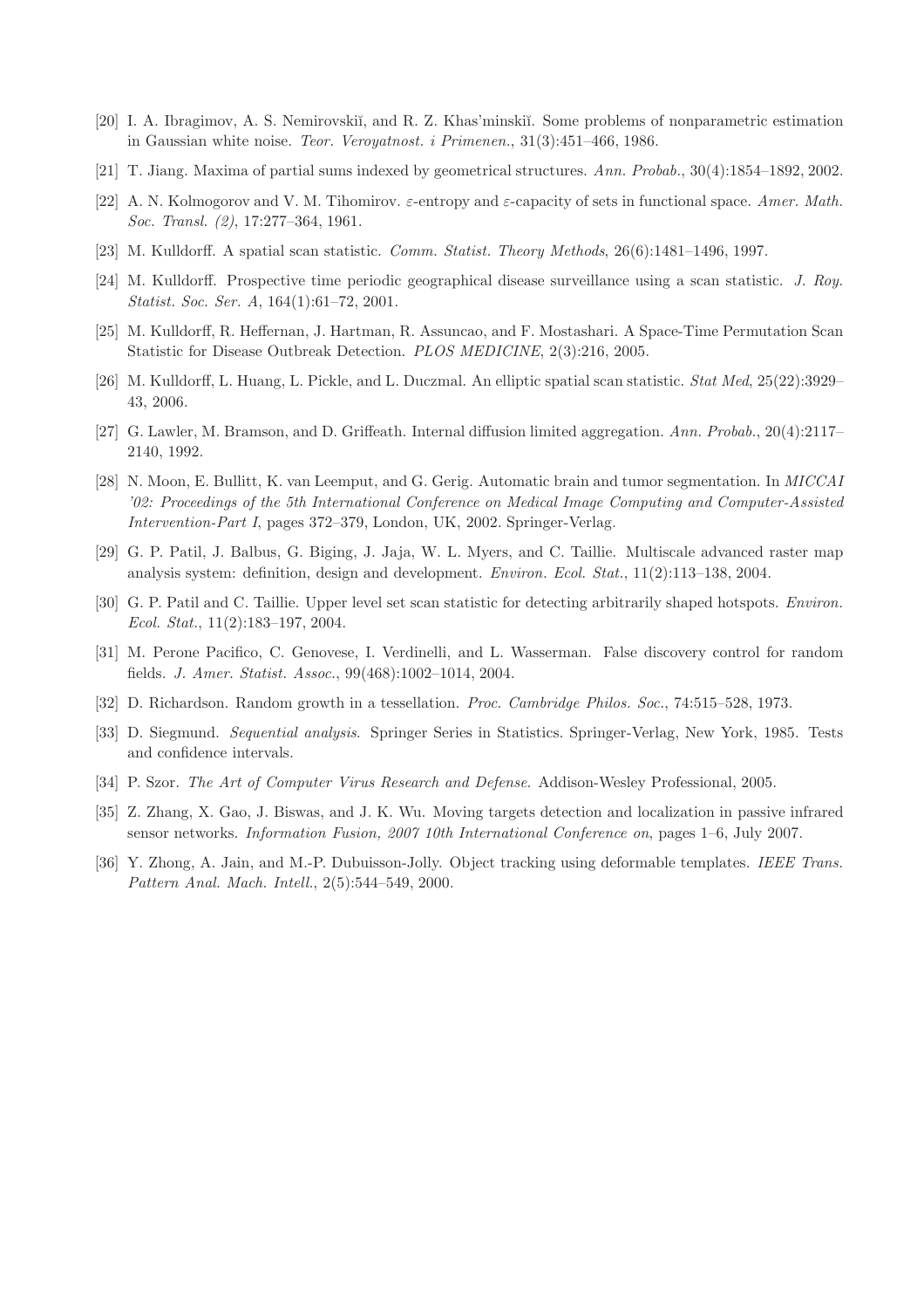[20] I. A. Ibragimov, A. S. Nemirovskiĭ, and R. Z. Khas'minskiĭ. Some problems of nonparametric estimation in Gaussian white noise. *Teor. Veroyatnost. i Primenen.*, 31(3):451–466, 1986.

[21] T. Jiang. Maxima of partial sums indexed by geometrical structures. *Ann. Probab.*, 30(4):1854–1892, 2002.

[22] A. N. Kolmogorov and V. M. Tihomirov. $\varepsilon$-entropy and $\varepsilon$-capacity of sets in functional space. *Amer. Math. Soc. Transl. (2)*, 17:277–364, 1961.

[23] M. Kulldorff. A spatial scan statistic. *Comm. Statist. Theory Methods*, 26(6):1481–1496, 1997.

[24] M. Kulldorff. Prospective time periodic geographical disease surveillance using a scan statistic. *J. Roy. Statist. Soc. Ser. A*, 164(1):61–72, 2001.

[25] M. Kulldorff, R. Heffernan, J. Hartman, R. Assuncao, and F. Mostashari. A Space-Time Permutation Scan Statistic for Disease Outbreak Detection. *PLOS MEDICINE*, 2(3):216, 2005.

[26] M. Kulldorff, L. Huang, L. Pickle, and L. Duczmal. An elliptic spatial scan statistic. *Stat Med*, 25(22):3929–43, 2006.

[27] G. Lawler, M. Bramson, and D. Griffeath. Internal diffusion limited aggregation. *Ann. Probab.*, 20(4):2117–2140, 1992.

[28] N. Moon, E. Bullitt, K. van Leemput, and G. Gerig. Automatic brain and tumor segmentation. In *MICCAI '02: Proceedings of the 5th International Conference on Medical Image Computing and Computer-Assisted Intervention-Part I*, pages 372–379, London, UK, 2002. Springer-Verlag.

[29] G. P. Patil, J. Balbus, G. Biging, J. Jaja, W. L. Myers, and C. Taillie. Multiscale advanced raster map analysis system: definition, design and development. *Environ. Ecol. Stat.*, 11(2):113–138, 2004.

[30] G. P. Patil and C. Taillie. Upper level set scan statistic for detecting arbitrarily shaped hotspots. *Environ. Ecol. Stat.*, 11(2):183–197, 2004.

[31] M. Perone Pacifico, C. Genovese, I. Verdinelli, and L. Wasserman. False discovery control for random fields. *J. Amer. Statist. Assoc.*, 99(468):1002–1014, 2004.

[32] D. Richardson. Random growth in a tessellation. *Proc. Cambridge Philos. Soc.*, 74:515–528, 1973.

[33] D. Siegmund. *Sequential analysis*. Springer Series in Statistics. Springer-Verlag, New York, 1985. Tests and confidence intervals.

[34] P. Szor. *The Art of Computer Virus Research and Defense*. Addison-Wesley Professional, 2005.

[35] Z. Zhang, X. Gao, J. Biswas, and J. K. Wu. Moving targets detection and localization in passive infrared sensor networks. *Information Fusion, 2007 10th International Conference on*, pages 1–6, July 2007.

[36] Y. Zhong, A. Jain, and M.-P. Dubuisson-Jolly. Object tracking using deformable templates. *IEEE Trans. Pattern Anal. Mach. Intell.*, 2(5):544–549, 2000.